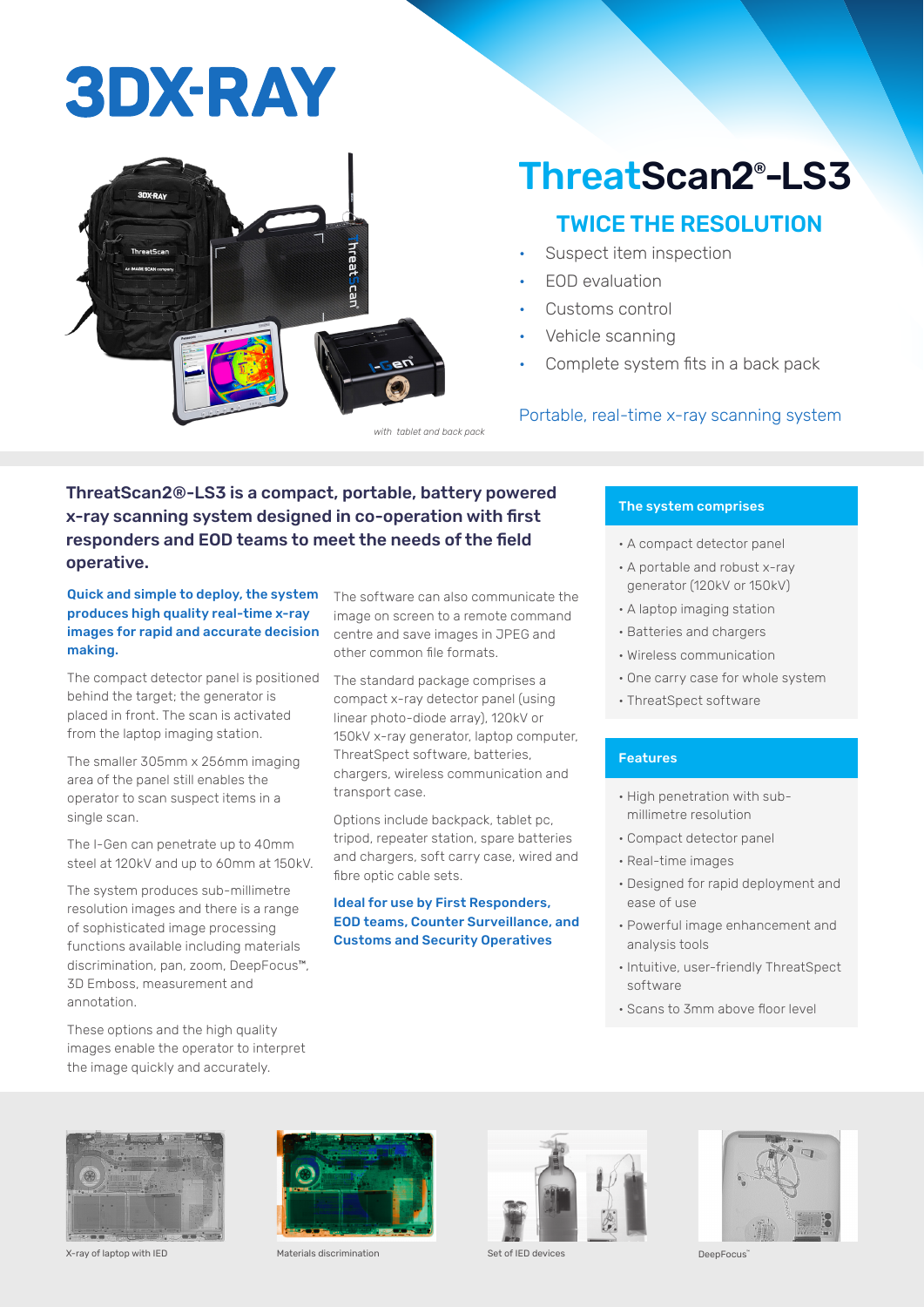# 3DX-RAY

*with tablet and back pack*

## ThreatScan2®-LS3

### TWICE THE RESOLUTION

- Suspect item inspection
- EOD evaluation
- Customs control
- Vehicle scanning
- Complete system fits in a back pack

Portable, real-time x-ray scanning system

**ThreatScan2®-LS3 is a compact, portable, battery powered x-ray scanning system designed in co-operation with first responders and EOD teams to meet the needs of the field operative.**

**Quick and simple to deploy, the system produces high quality real-time x-ray images for rapid and accurate decision making.**

The compact detector panel is positioned behind the target; the generator is placed in front. The scan is activated from the laptop imaging station.

The smaller 305mm x 256mm imaging area of the panel still enables the operator to scan suspect items in a single scan.

The I-Gen can penetrate up to 40mm steel at 120kV and up to 60mm at 150kV.

The system produces sub-millimetre resolution images and there is a range of sophisticated image processing functions available including materials discrimination, pan, zoom, DeepFocus™, 3D Emboss, measurement and annotation.

These options and the high quality images enable the operator to interpret the image quickly and accurately.

The software can also communicate the image on screen to a remote command centre and save images in JPEG and other common file formats.

The standard package comprises a compact x-ray detector panel (using linear photo-diode array), 120kV or 150kV x-ray generator, laptop computer, ThreatSpect software, batteries, chargers, wireless communication and transport case.

Options include backpack, tablet pc, tripod, repeater station, spare batteries and chargers, soft carry case, wired and fibre optic cable sets.

**Ideal for use by First Responders, EOD teams, Counter Surveillance, and Customs and Security Operatives**

### The system comprises

- A compact detector panel
- A portable and robust x-ray generator (120kV or 150kV)
- A laptop imaging station
- Batteries and chargers
- Wireless communication
- One carry case for whole system
- ThreatSpect software

### Features

- High penetration with sub-millimetre resolution
- Compact detector panel
- Real-time images
- Designed for rapid deployment and ease of use
- Powerful image enhancement and analysis tools
- Intuitive, user-friendly ThreatSpect software
- Scans to 3mm above floor level

X-ray of laptop with IED

Materials discrimination

Set of IED devices

DeepFocus™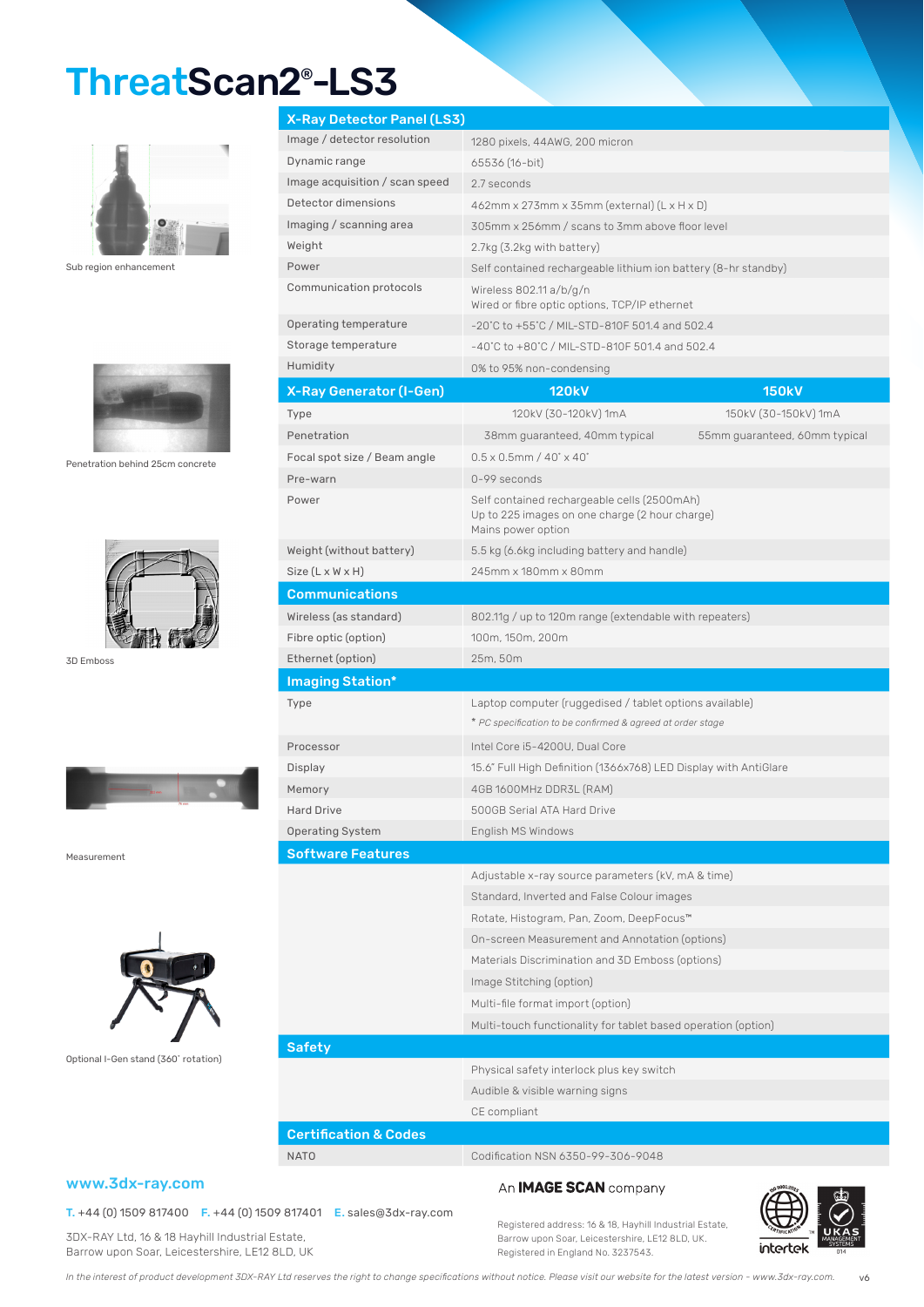# ThreatScan2®-LS3

Sub region enhancement

Penetration behind 25cm concrete

3D Emboss

Measurement

Optional I-Gen stand (360° rotation)

| X-Ray Detector Panel (LS3) | | |
|---|---|---|
| Image / detector resolution | 1280 pixels, 44AWG, 200 micron | |
| Dynamic range | 65536 (16-bit) | |
| Image acquisition / scan speed | 2.7 seconds | |
| Detector dimensions | 462mm x 273mm x 35mm (external) (L x H x D) | |
| Imaging / scanning area | 305mm x 256mm / scans to 3mm above floor level | |
| Weight | 2.7kg (3.2kg with battery) | |
| Power | Self contained rechargeable lithium ion battery (8-hr standby) | |
| Communication protocols | Wireless 802.11 a/b/g/n<br>Wired or fibre optic options, TCP/IP ethernet | |
| Operating temperature | -20˚C to +55˚C / MIL-STD-810F 501.4 and 502.4 | |
| Storage temperature | -40˚C to +80˚C / MIL-STD-810F 501.4 and 502.4 | |
| Humidity | 0% to 95% non-condensing | |
| **X-Ray Generator (I-Gen)** | **120kV** | **150kV** |
| Type | 120kV (30-120kV) 1mA | 150kV (30-150kV) 1mA |
| Penetration | 38mm guaranteed, 40mm typical | 55mm guaranteed, 60mm typical |
| Focal spot size / Beam angle | 0.5 x 0.5mm / 40˚ x 40˚ | |
| Pre-warn | 0-99 seconds | |
| Power | Self contained rechargeable cells (2500mAh)<br>Up to 225 images on one charge (2 hour charge)<br>Mains power option | |
| Weight (without battery) | 5.5 kg (6.6kg including battery and handle) | |
| Size (L x W x H) | 245mm x 180mm x 80mm | |
| **Communications** | | |
| Wireless (as standard) | 802.11g / up to 120m range (extendable with repeaters) | |
| Fibre optic (option) | 100m, 150m, 200m | |
| Ethernet (option) | 25m, 50m | |
| **Imaging Station*** | | |
| Type | Laptop computer (ruggedised / tablet options available)<br>* *PC specification to be confirmed & agreed at order stage* | |
| Processor | Intel Core i5-4200U, Dual Core | |
| Display | 15.6" Full High Definition (1366x768) LED Display with AntiGlare | |
| Memory | 4GB 1600MHz DDR3L (RAM) | |
| Hard Drive | 500GB Serial ATA Hard Drive | |
| Operating System | English MS Windows | |
| **Software Features** | | |
| | Adjustable x-ray source parameters (kV, mA & time) | |
| | Standard, Inverted and False Colour images | |
| | Rotate, Histogram, Pan, Zoom, DeepFocus™ | |
| | On-screen Measurement and Annotation (options) | |
| | Materials Discrimination and 3D Emboss (options) | |
| | Image Stitching (option) | |
| | Multi-file format import (option) | |
| | Multi-touch functionality for tablet based operation (option) | |
| **Safety** | | |
| | Physical safety interlock plus key switch | |
| | Audible & visible warning signs | |
| | CE compliant | |
| **Certification & Codes** | | |
| NATO | Codification NSN 6350-99-306-9048 | |

**www.3dx-ray.com**

T. +44 (0) 1509 817400 F. +44 (0) 1509 817401 E. sales@3dx-ray.com

3DX-RAY Ltd, 16 & 18 Hayhill Industrial Estate,
Barrow upon Soar, Leicestershire, LE12 8LD, UK

An **IMAGE SCAN** company

Registered address: 16 & 18, Hayhill Industrial Estate,
Barrow upon Soar, Leicestershire, LE12 8LD, UK.
Registered in England No. 3237543.

*In the interest of product development 3DX-RAY Ltd reserves the right to change specifications without notice. Please visit our website for the latest version - www.3dx-ray.com.* v6